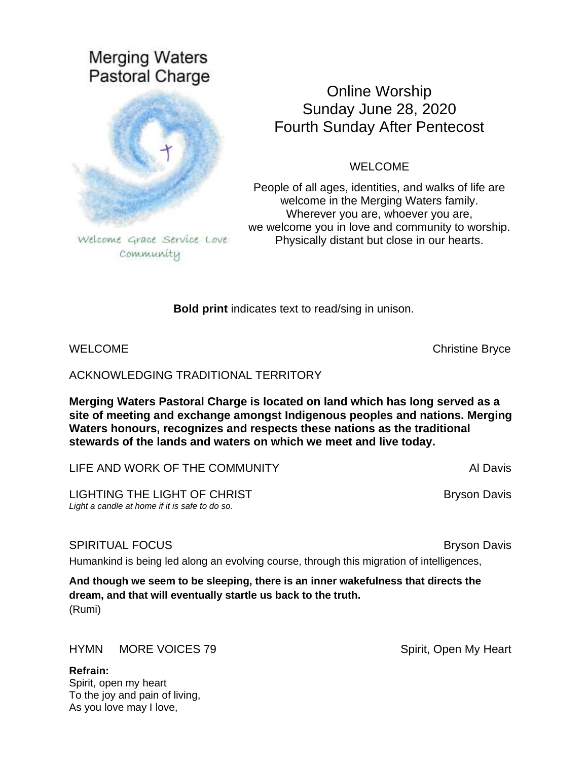Merging Waters
Pastoral Charge

Welcome Grace Service Love
Community

# Online Worship
# Sunday June 28, 2020
# Fourth Sunday After Pentecost

WELCOME

People of all ages, identities, and walks of life are
welcome in the Merging Waters family.
Wherever you are, whoever you are,
we welcome you in love and community to worship.
Physically distant but close in our hearts.

**Bold print** indicates text to read/sing in unison.

WELCOME — Christine Bryce

ACKNOWLEDGING TRADITIONAL TERRITORY

**Merging Waters Pastoral Charge is located on land which has long served as a site of meeting and exchange amongst Indigenous peoples and nations. Merging Waters honours, recognizes and respects these nations as the traditional stewards of the lands and waters on which we meet and live today.**

LIFE AND WORK OF THE COMMUNITY — Al Davis

LIGHTING THE LIGHT OF CHRIST — Bryson Davis

*Light a candle at home if it is safe to do so.*

SPIRITUAL FOCUS — Bryson Davis

Humankind is being led along an evolving course, through this migration of intelligences,

**And though we seem to be sleeping, there is an inner wakefulness that directs the dream, and that will eventually startle us back to the truth.**
(Rumi)

HYMN MORE VOICES 79 — Spirit, Open My Heart

**Refrain:**
Spirit, open my heart
To the joy and pain of living,
As you love may I love,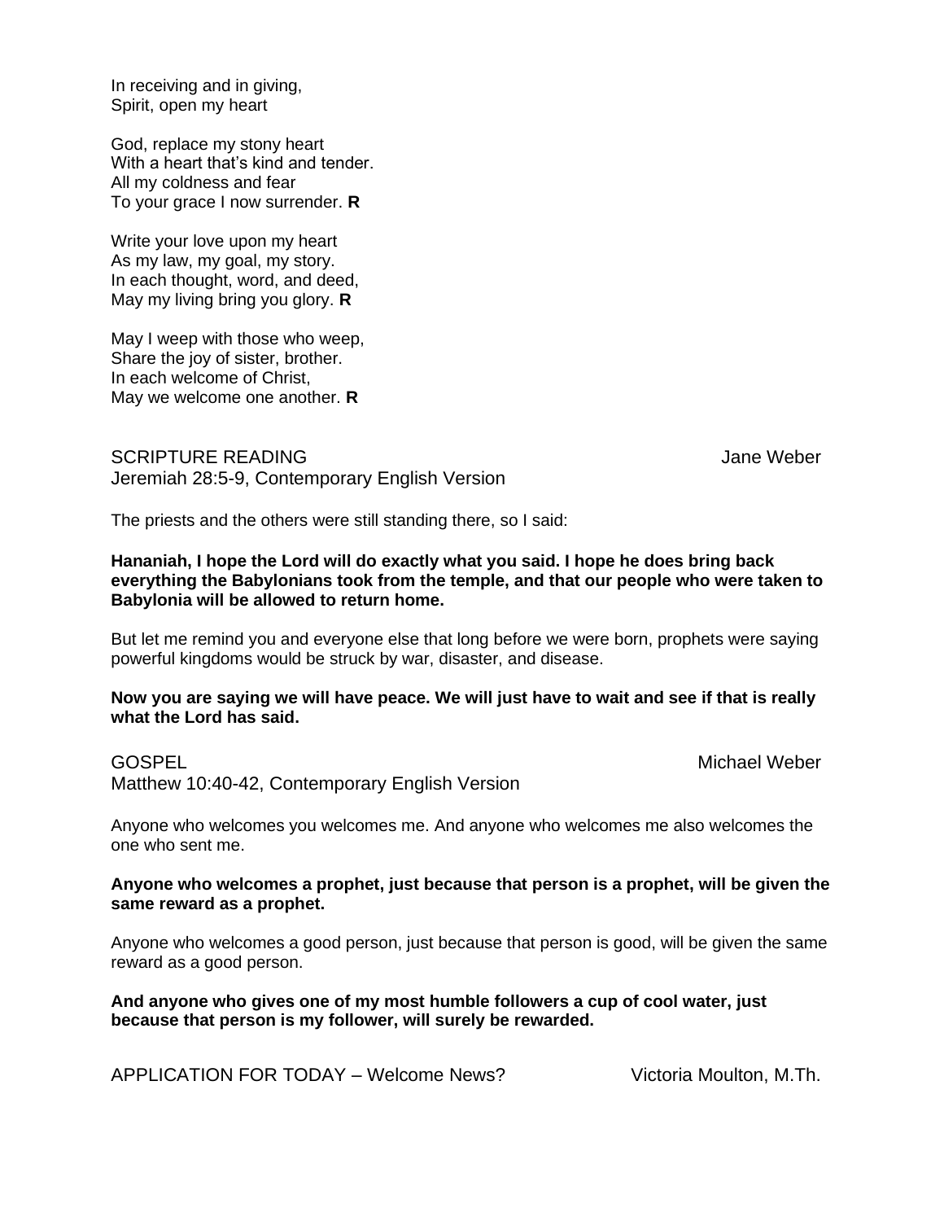In receiving and in giving,  
Spirit, open my heart

God, replace my stony heart  
With a heart that's kind and tender.  
All my coldness and fear  
To your grace I now surrender. **R**

Write your love upon my heart  
As my law, my goal, my story.  
In each thought, word, and deed,  
May my living bring you glory. **R**

May I weep with those who weep,  
Share the joy of sister, brother.  
In each welcome of Christ,  
May we welcome one another. **R**

SCRIPTURE READING — Jane Weber  
Jeremiah 28:5-9, Contemporary English Version

The priests and the others were still standing there, so I said:

**Hananiah, I hope the Lord will do exactly what you said. I hope he does bring back everything the Babylonians took from the temple, and that our people who were taken to Babylonia will be allowed to return home.**

But let me remind you and everyone else that long before we were born, prophets were saying powerful kingdoms would be struck by war, disaster, and disease.

**Now you are saying we will have peace. We will just have to wait and see if that is really what the Lord has said.**

GOSPEL — Michael Weber  
Matthew 10:40-42, Contemporary English Version

Anyone who welcomes you welcomes me. And anyone who welcomes me also welcomes the one who sent me.

**Anyone who welcomes a prophet, just because that person is a prophet, will be given the same reward as a prophet.**

Anyone who welcomes a good person, just because that person is good, will be given the same reward as a good person.

**And anyone who gives one of my most humble followers a cup of cool water, just because that person is my follower, will surely be rewarded.**

APPLICATION FOR TODAY – Welcome News? — Victoria Moulton, M.Th.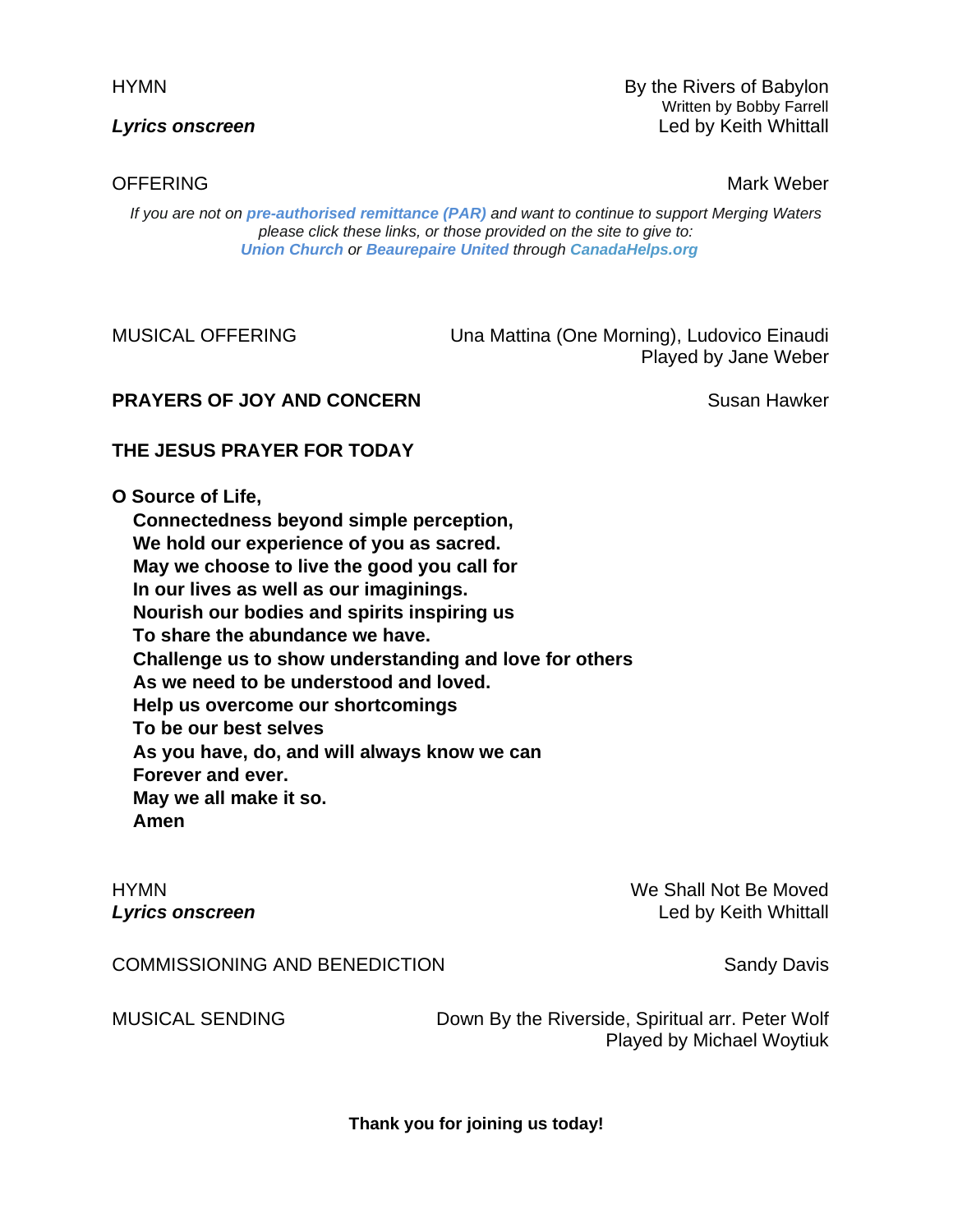HYMN — By the Rivers of Babylon
Written by Bobby Farrell
***Lyrics onscreen*** — Led by Keith Whittall

OFFERING — Mark Weber

*If you are not on* ***pre-authorised remittance (PAR)*** *and want to continue to support Merging Waters please click these links, or those provided on the site to give to:* ***Union Church*** *or* ***Beaurepaire United*** *through* ***CanadaHelps.org***

MUSICAL OFFERING — Una Mattina (One Morning), Ludovico Einaudi
Played by Jane Weber

**PRAYERS OF JOY AND CONCERN** — Susan Hawker

**THE JESUS PRAYER FOR TODAY**

**O Source of Life,**
**Connectedness beyond simple perception,**
**We hold our experience of you as sacred.**
**May we choose to live the good you call for**
**In our lives as well as our imaginings.**
**Nourish our bodies and spirits inspiring us**
**To share the abundance we have.**
**Challenge us to show understanding and love for others**
**As we need to be understood and loved.**
**Help us overcome our shortcomings**
**To be our best selves**
**As you have, do, and will always know we can**
**Forever and ever.**
**May we all make it so.**
**Amen**

HYMN — We Shall Not Be Moved
***Lyrics onscreen*** — Led by Keith Whittall

COMMISSIONING AND BENEDICTION — Sandy Davis

MUSICAL SENDING — Down By the Riverside, Spiritual arr. Peter Wolf
Played by Michael Woytiuk

**Thank you for joining us today!**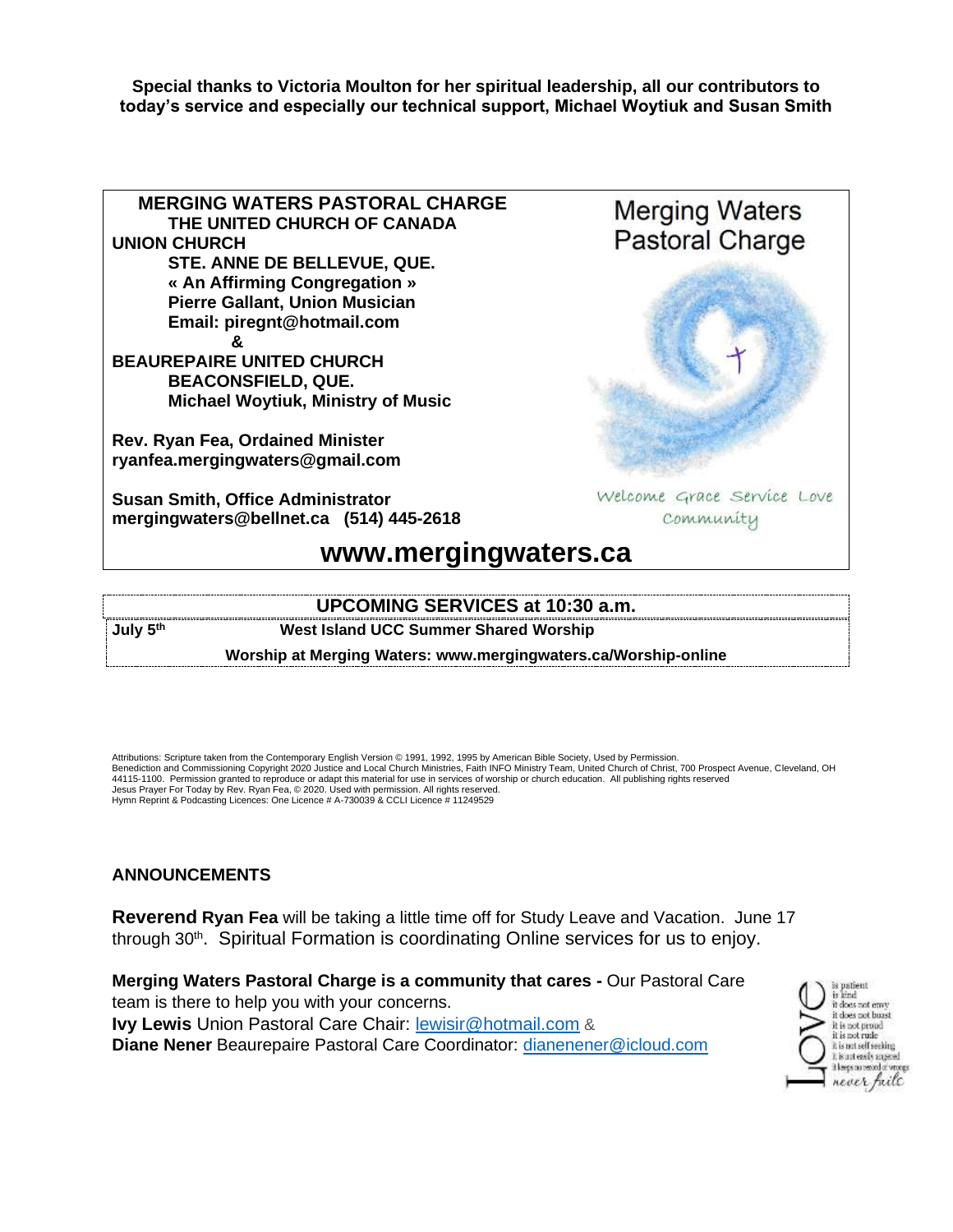**Special thanks to Victoria Moulton for her spiritual leadership, all our contributors to today's service and especially our technical support, Michael Woytiuk and Susan Smith**

**MERGING WATERS PASTORAL CHARGE**
**THE UNITED CHURCH OF CANADA**
**UNION CHURCH**
**STE. ANNE DE BELLEVUE, QUE.**
**« An Affirming Congregation »**
**Pierre Gallant, Union Musician**
**Email: piregnt@hotmail.com**
**&**
**BEAUREPAIRE UNITED CHURCH**
**BEACONSFIELD, QUE.**
**Michael Woytiuk, Ministry of Music**

**Rev. Ryan Fea, Ordained Minister**
**ryanfea.mergingwaters@gmail.com**

**Susan Smith, Office Administrator**
**mergingwaters@bellnet.ca (514) 445-2618**

Merging Waters Pastoral Charge

Welcome Grace Service Love Community

## www.mergingwaters.ca

| UPCOMING SERVICES at 10:30 a.m. | |
|---|---|
| **July 5th** | **West Island UCC Summer Shared Worship** |
| | **Worship at Merging Waters: www.mergingwaters.ca/Worship-online** |

Attributions: Scripture taken from the Contemporary English Version © 1991, 1992, 1995 by American Bible Society, Used by Permission.
Benediction and Commissioning Copyright 2020 Justice and Local Church Ministries, Faith INFO Ministry Team, United Church of Christ, 700 Prospect Avenue, Cleveland, OH 44115-1100. Permission granted to reproduce or adapt this material for use in services of worship or church education. All publishing rights reserved
Jesus Prayer For Today by Rev. Ryan Fea, © 2020. Used with permission. All rights reserved.
Hymn Reprint & Podcasting Licences: One Licence # A-730039 & CCLI Licence # 11249529

### ANNOUNCEMENTS

**Reverend Ryan Fea** will be taking a little time off for Study Leave and Vacation. June 17 through 30th. Spiritual Formation is coordinating Online services for us to enjoy.

**Merging Waters Pastoral Charge is a community that cares -** Our Pastoral Care team is there to help you with your concerns.
**Ivy Lewis** Union Pastoral Care Chair: lewisir@hotmail.com &
**Diane Nener** Beaurepaire Pastoral Care Coordinator: dianenener@icloud.com

Love is patient, is kind, it does not envy, it does not boast, it is not proud, it is not rude, it is not self seeking, it is not easily angered, it keeps no record of wrongs, never fails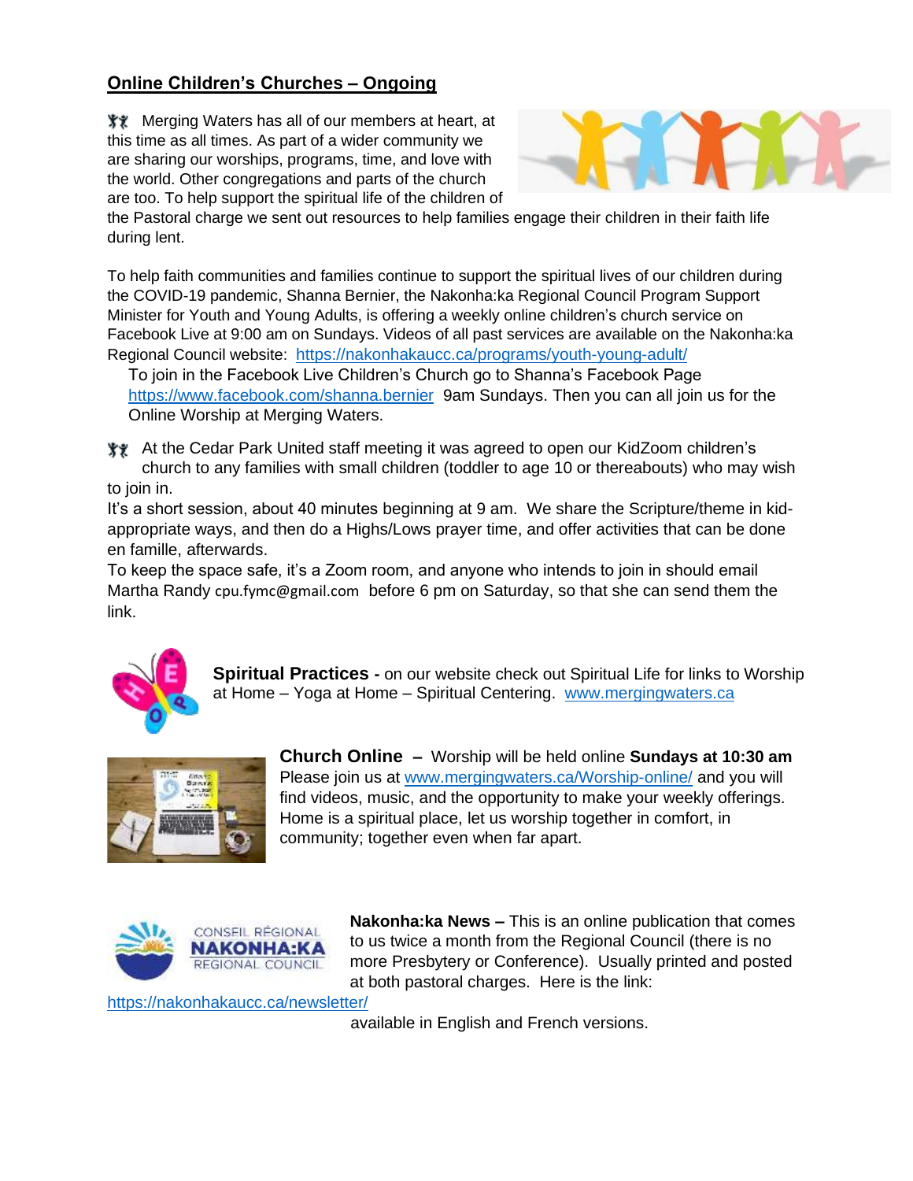## Online Children's Churches – Ongoing

Merging Waters has all of our members at heart, at this time as all times. As part of a wider community we are sharing our worships, programs, time, and love with the world. Other congregations and parts of the church are too. To help support the spiritual life of the children of the Pastoral charge we sent out resources to help families engage their children in their faith life during lent.

To help faith communities and families continue to support the spiritual lives of our children during the COVID-19 pandemic, Shanna Bernier, the Nakonha:ka Regional Council Program Support Minister for Youth and Young Adults, is offering a weekly online children's church service on Facebook Live at 9:00 am on Sundays. Videos of all past services are available on the Nakonha:ka Regional Council website: https://nakonhakaucc.ca/programs/youth-young-adult/

To join in the Facebook Live Children's Church go to Shanna's Facebook Page https://www.facebook.com/shanna.bernier 9am Sundays. Then you can all join us for the Online Worship at Merging Waters.

At the Cedar Park United staff meeting it was agreed to open our KidZoom children's church to any families with small children (toddler to age 10 or thereabouts) who may wish to join in.

It's a short session, about 40 minutes beginning at 9 am. We share the Scripture/theme in kid-appropriate ways, and then do a Highs/Lows prayer time, and offer activities that can be done en famille, afterwards.

To keep the space safe, it's a Zoom room, and anyone who intends to join in should email Martha Randy cpu.fymc@gmail.com before 6 pm on Saturday, so that she can send them the link.

**Spiritual Practices -** on our website check out Spiritual Life for links to Worship at Home – Yoga at Home – Spiritual Centering. www.mergingwaters.ca

**Church Online –** Worship will be held online **Sundays at 10:30 am** Please join us at www.mergingwaters.ca/Worship-online/ and you will find videos, music, and the opportunity to make your weekly offerings. Home is a spiritual place, let us worship together in comfort, in community; together even when far apart.

**Nakonha:ka News –** This is an online publication that comes to us twice a month from the Regional Council (there is no more Presbytery or Conference). Usually printed and posted at both pastoral charges. Here is the link: https://nakonhakaucc.ca/newsletter/ available in English and French versions.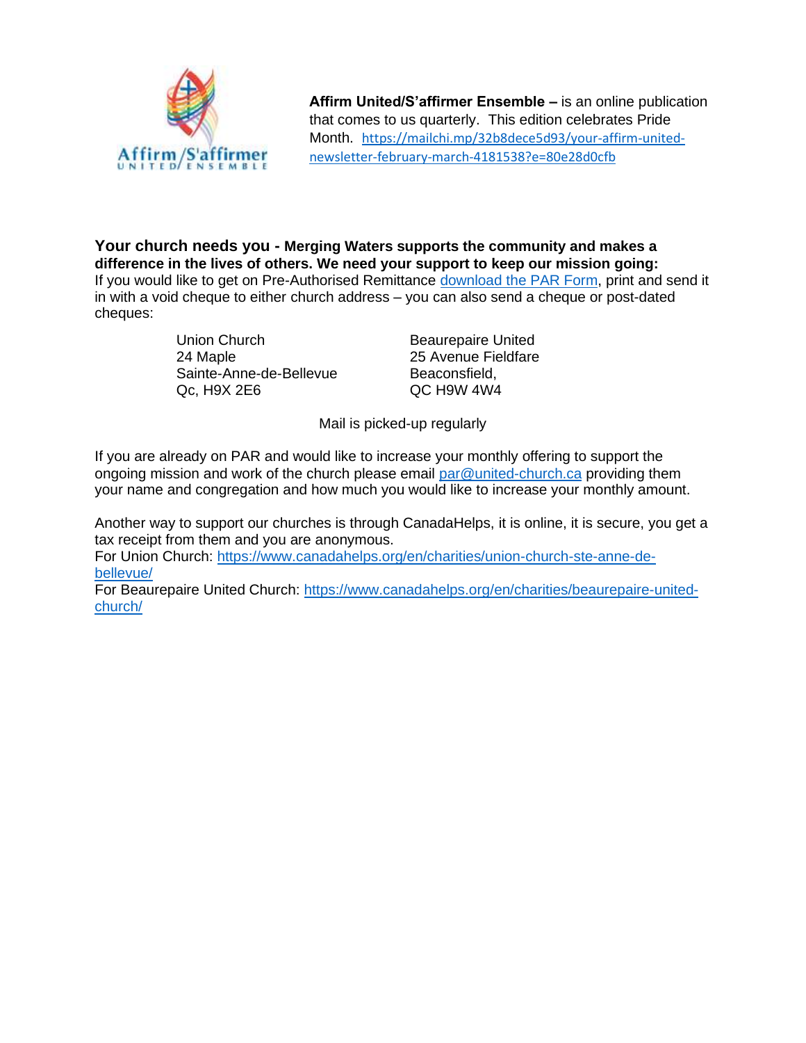**Affirm United/S'affirmer Ensemble –** is an online publication that comes to us quarterly. This edition celebrates Pride Month. https://mailchi.mp/32b8dece5d93/your-affirm-united-newsletter-february-march-4181538?e=80e28d0cfb

**Your church needs you - Merging Waters supports the community and makes a difference in the lives of others. We need your support to keep our mission going:**

If you would like to get on Pre-Authorised Remittance download the PAR Form, print and send it in with a void cheque to either church address – you can also send a cheque or post-dated cheques:

Union Church
24 Maple
Sainte-Anne-de-Bellevue
Qc, H9X 2E6

Beaurepaire United
25 Avenue Fieldfare
Beaconsfield,
QC H9W 4W4

Mail is picked-up regularly

If you are already on PAR and would like to increase your monthly offering to support the ongoing mission and work of the church please email par@united-church.ca providing them your name and congregation and how much you would like to increase your monthly amount.

Another way to support our churches is through CanadaHelps, it is online, it is secure, you get a tax receipt from them and you are anonymous.

For Union Church: https://www.canadahelps.org/en/charities/union-church-ste-anne-de-bellevue/

For Beaurepaire United Church: https://www.canadahelps.org/en/charities/beaurepaire-united-church/